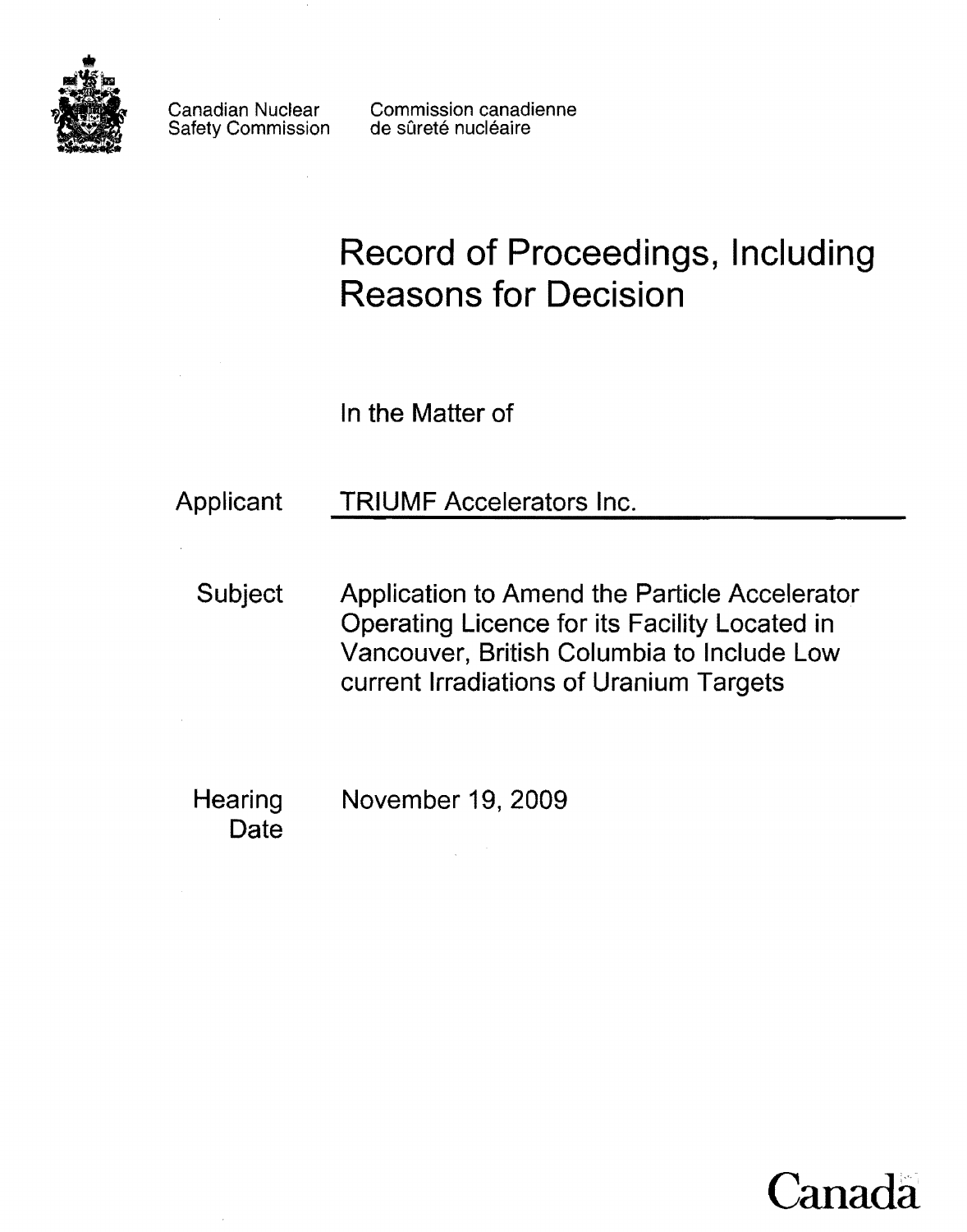Canadian Nuclear Safety Commission

Commission canadienne de sûreté nucléaire

# Record of Proceedings, Including Reasons for Decision

In the Matter of

| | |
|---|---|
| Applicant | TRIUMF Accelerators Inc. |
| Subject | Application to Amend the Particle Accelerator Operating Licence for its Facility Located in Vancouver, British Columbia to Include Low current Irradiations of Uranium Targets |
| Hearing Date | November 19, 2009 |

Canada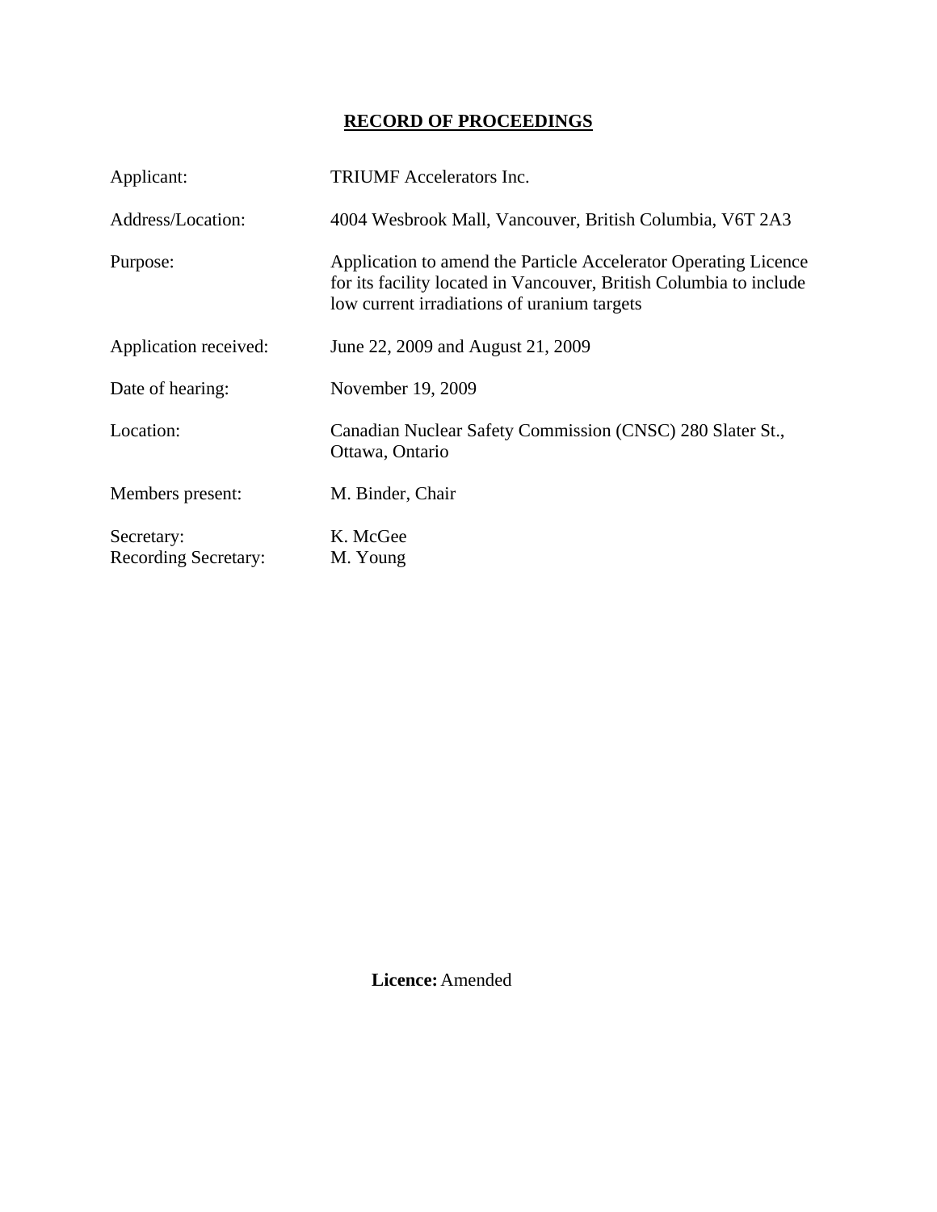# RECORD OF PROCEEDINGS

| | |
|---|---|
| Applicant: | TRIUMF Accelerators Inc. |
| Address/Location: | 4004 Wesbrook Mall, Vancouver, British Columbia, V6T 2A3 |
| Purpose: | Application to amend the Particle Accelerator Operating Licence for its facility located in Vancouver, British Columbia to include low current irradiations of uranium targets |
| Application received: | June 22, 2009 and August 21, 2009 |
| Date of hearing: | November 19, 2009 |
| Location: | Canadian Nuclear Safety Commission (CNSC) 280 Slater St., Ottawa, Ontario |
| Members present: | M. Binder, Chair |
| Secretary: | K. McGee |
| Recording Secretary: | M. Young |

**Licence:** Amended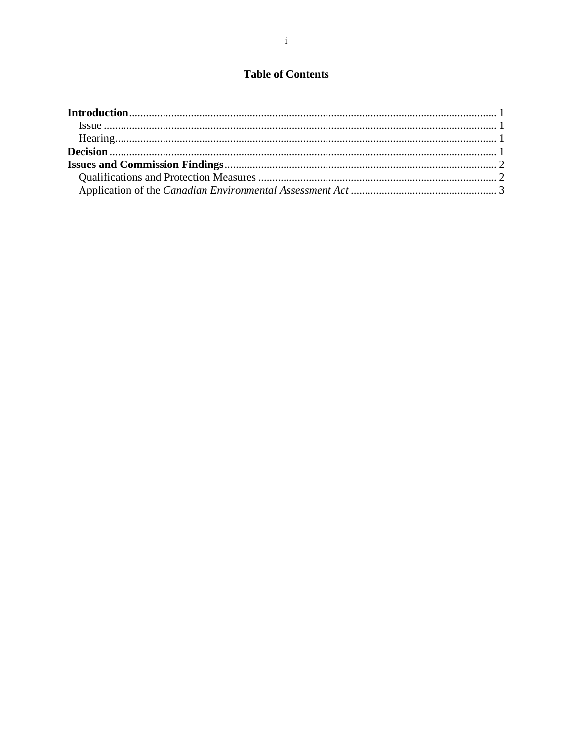# Table of Contents

**Introduction** ..... 1
- Issue ..... 1
- Hearing ..... 1

**Decision** ..... 1

**Issues and Commission Findings** ..... 2
- Qualifications and Protection Measures ..... 2
- Application of the *Canadian Environmental Assessment Act* ..... 3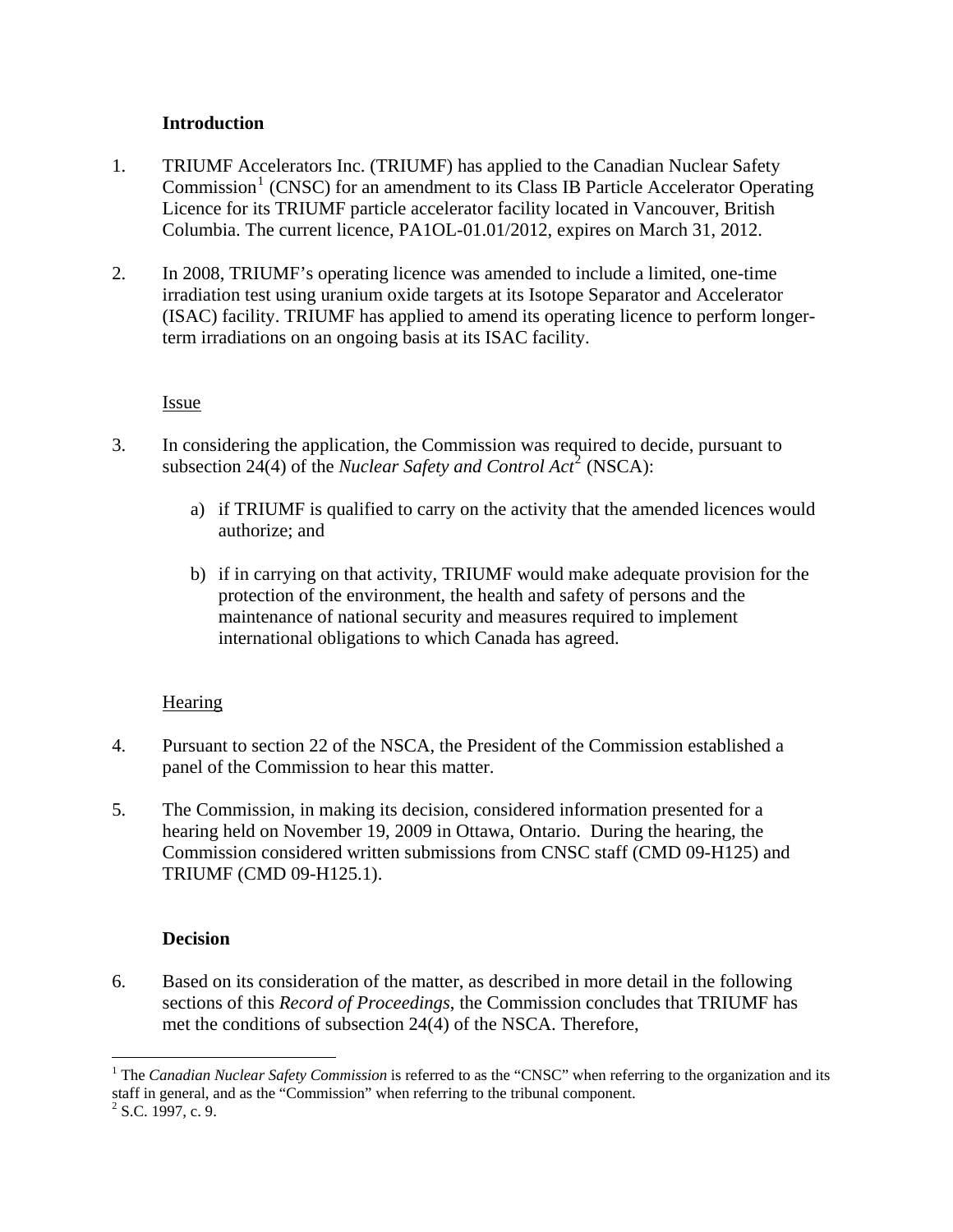## Introduction

1. TRIUMF Accelerators Inc. (TRIUMF) has applied to the Canadian Nuclear Safety Commission[1] (CNSC) for an amendment to its Class IB Particle Accelerator Operating Licence for its TRIUMF particle accelerator facility located in Vancouver, British Columbia. The current licence, PA1OL-01.01/2012, expires on March 31, 2012.

2. In 2008, TRIUMF's operating licence was amended to include a limited, one-time irradiation test using uranium oxide targets at its Isotope Separator and Accelerator (ISAC) facility. TRIUMF has applied to amend its operating licence to perform longer-term irradiations on an ongoing basis at its ISAC facility.

### Issue

3. In considering the application, the Commission was required to decide, pursuant to subsection 24(4) of the *Nuclear Safety and Control Act*[2] (NSCA):

   a) if TRIUMF is qualified to carry on the activity that the amended licences would authorize; and

   b) if in carrying on that activity, TRIUMF would make adequate provision for the protection of the environment, the health and safety of persons and the maintenance of national security and measures required to implement international obligations to which Canada has agreed.

### Hearing

4. Pursuant to section 22 of the NSCA, the President of the Commission established a panel of the Commission to hear this matter.

5. The Commission, in making its decision, considered information presented for a hearing held on November 19, 2009 in Ottawa, Ontario. During the hearing, the Commission considered written submissions from CNSC staff (CMD 09-H125) and TRIUMF (CMD 09-H125.1).

## Decision

6. Based on its consideration of the matter, as described in more detail in the following sections of this *Record of Proceedings*, the Commission concludes that TRIUMF has met the conditions of subsection 24(4) of the NSCA. Therefore,

---

[1] The *Canadian Nuclear Safety Commission* is referred to as the "CNSC" when referring to the organization and its staff in general, and as the "Commission" when referring to the tribunal component.

[2] S.C. 1997, c. 9.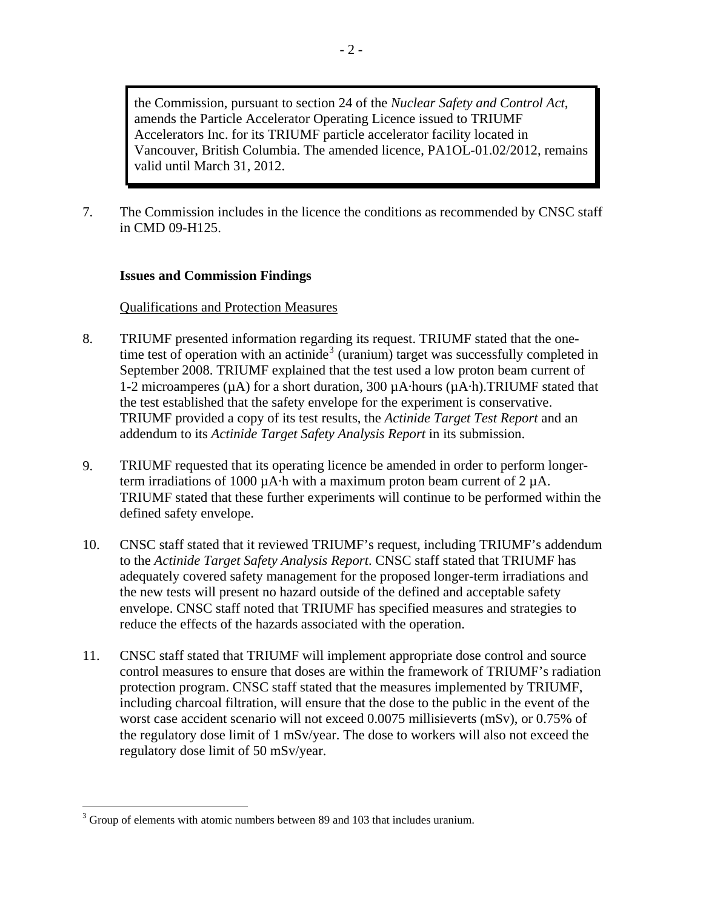> the Commission, pursuant to section 24 of the *Nuclear Safety and Control Act*, amends the Particle Accelerator Operating Licence issued to TRIUMF Accelerators Inc. for its TRIUMF particle accelerator facility located in Vancouver, British Columbia. The amended licence, PA1OL-01.02/2012, remains valid until March 31, 2012.

7. The Commission includes in the licence the conditions as recommended by CNSC staff in CMD 09-H125.

**Issues and Commission Findings**

Qualifications and Protection Measures

8. TRIUMF presented information regarding its request. TRIUMF stated that the one-time test of operation with an actinide[3] (uranium) target was successfully completed in September 2008. TRIUMF explained that the test used a low proton beam current of 1-2 microamperes (µA) for a short duration, 300 µA·hours (µA·h).TRIUMF stated that the test established that the safety envelope for the experiment is conservative. TRIUMF provided a copy of its test results, the *Actinide Target Test Report* and an addendum to its *Actinide Target Safety Analysis Report* in its submission.

9. TRIUMF requested that its operating licence be amended in order to perform longer-term irradiations of 1000 µA·h with a maximum proton beam current of 2 µA. TRIUMF stated that these further experiments will continue to be performed within the defined safety envelope.

10. CNSC staff stated that it reviewed TRIUMF's request, including TRIUMF's addendum to the *Actinide Target Safety Analysis Report*. CNSC staff stated that TRIUMF has adequately covered safety management for the proposed longer-term irradiations and the new tests will present no hazard outside of the defined and acceptable safety envelope. CNSC staff noted that TRIUMF has specified measures and strategies to reduce the effects of the hazards associated with the operation.

11. CNSC staff stated that TRIUMF will implement appropriate dose control and source control measures to ensure that doses are within the framework of TRIUMF's radiation protection program. CNSC staff stated that the measures implemented by TRIUMF, including charcoal filtration, will ensure that the dose to the public in the event of the worst case accident scenario will not exceed 0.0075 millisieverts (mSv), or 0.75% of the regulatory dose limit of 1 mSv/year. The dose to workers will also not exceed the regulatory dose limit of 50 mSv/year.

---

[3] Group of elements with atomic numbers between 89 and 103 that includes uranium.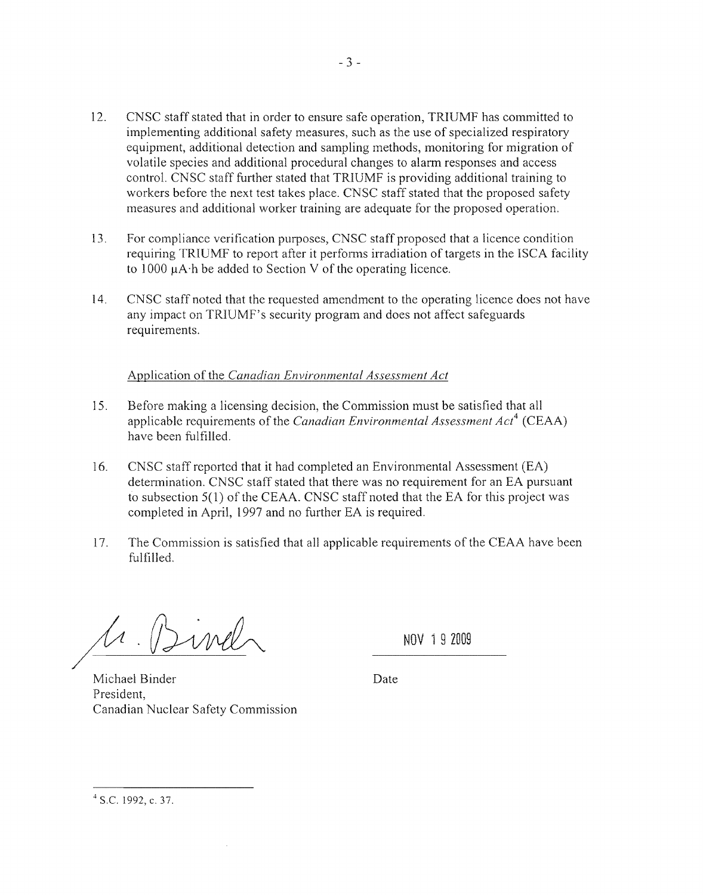12. CNSC staff stated that in order to ensure safe operation, TRIUMF has committed to implementing additional safety measures, such as the use of specialized respiratory equipment, additional detection and sampling methods, monitoring for migration of volatile species and additional procedural changes to alarm responses and access control. CNSC staff further stated that TRIUMF is providing additional training to workers before the next test takes place. CNSC staff stated that the proposed safety measures and additional worker training are adequate for the proposed operation.

13. For compliance verification purposes, CNSC staff proposed that a licence condition requiring TRIUMF to report after it performs irradiation of targets in the ISCA facility to 1000 μA·h be added to Section V of the operating licence.

14. CNSC staff noted that the requested amendment to the operating licence does not have any impact on TRIUMF's security program and does not affect safeguards requirements.

Application of the *Canadian Environmental Assessment Act*

15. Before making a licensing decision, the Commission must be satisfied that all applicable requirements of the *Canadian Environmental Assessment Act*[4] (CEAA) have been fulfilled.

16. CNSC staff reported that it had completed an Environmental Assessment (EA) determination. CNSC staff stated that there was no requirement for an EA pursuant to subsection 5(1) of the CEAA. CNSC staff noted that the EA for this project was completed in April, 1997 and no further EA is required.

17. The Commission is satisfied that all applicable requirements of the CEAA have been fulfilled.

M. Binder

Michael Binder
President,
Canadian Nuclear Safety Commission

NOV 19 2009

Date

---

[4] S.C. 1992, c. 37.